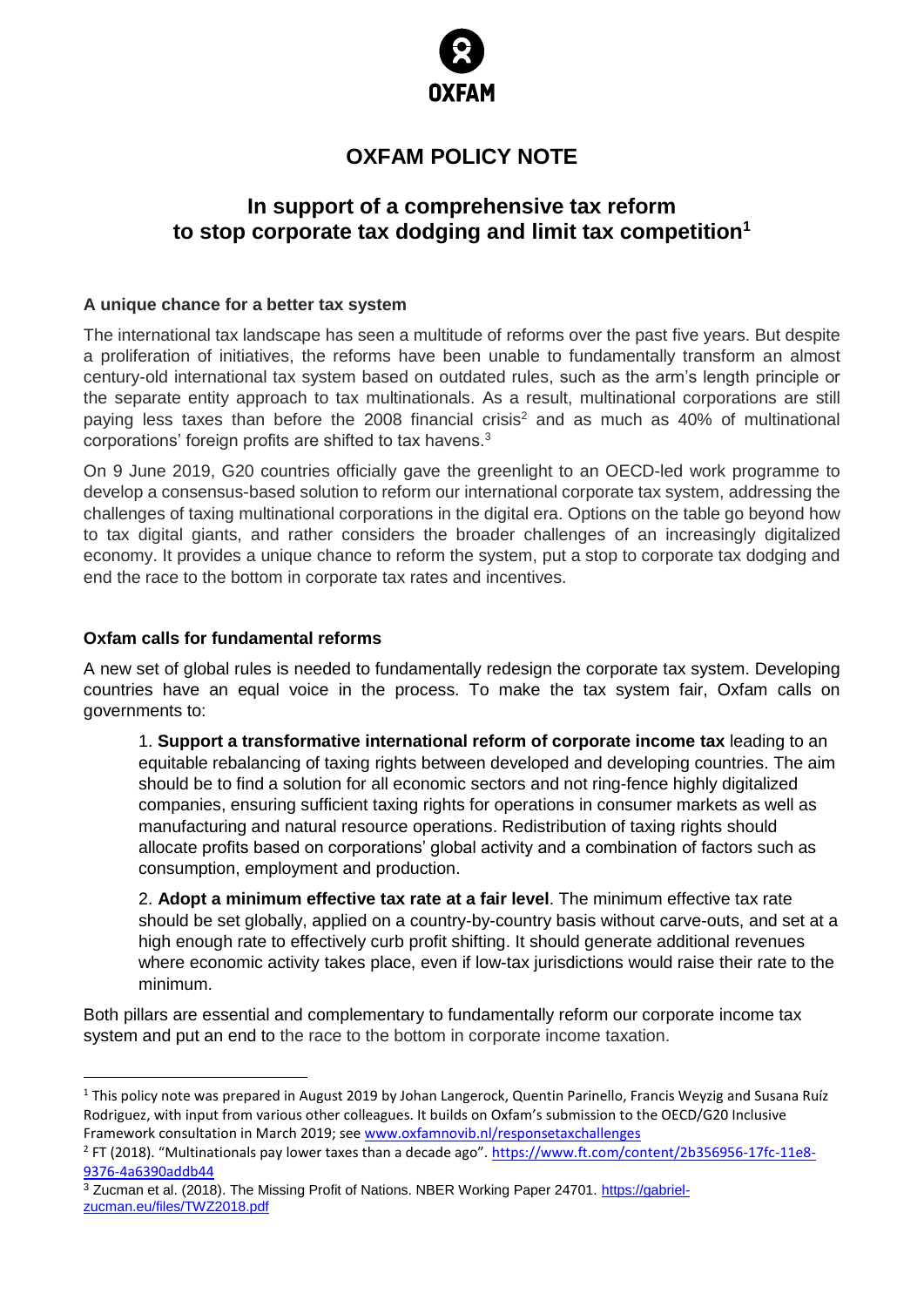OXFAM

# OXFAM POLICY NOTE

## In support of a comprehensive tax reform to stop corporate tax dodging and limit tax competition[1]

### A unique chance for a better tax system

The international tax landscape has seen a multitude of reforms over the past five years. But despite a proliferation of initiatives, the reforms have been unable to fundamentally transform an almost century-old international tax system based on outdated rules, such as the arm's length principle or the separate entity approach to tax multinationals. As a result, multinational corporations are still paying less taxes than before the 2008 financial crisis[2] and as much as 40% of multinational corporations' foreign profits are shifted to tax havens.[3]

On 9 June 2019, G20 countries officially gave the greenlight to an OECD-led work programme to develop a consensus-based solution to reform our international corporate tax system, addressing the challenges of taxing multinational corporations in the digital era. Options on the table go beyond how to tax digital giants, and rather considers the broader challenges of an increasingly digitalized economy. It provides a unique chance to reform the system, put a stop to corporate tax dodging and end the race to the bottom in corporate tax rates and incentives.

### Oxfam calls for fundamental reforms

A new set of global rules is needed to fundamentally redesign the corporate tax system. Developing countries have an equal voice in the process. To make the tax system fair, Oxfam calls on governments to:

1. **Support a transformative international reform of corporate income tax** leading to an equitable rebalancing of taxing rights between developed and developing countries. The aim should be to find a solution for all economic sectors and not ring-fence highly digitalized companies, ensuring sufficient taxing rights for operations in consumer markets as well as manufacturing and natural resource operations. Redistribution of taxing rights should allocate profits based on corporations' global activity and a combination of factors such as consumption, employment and production.

2. **Adopt a minimum effective tax rate at a fair level**. The minimum effective tax rate should be set globally, applied on a country-by-country basis without carve-outs, and set at a high enough rate to effectively curb profit shifting. It should generate additional revenues where economic activity takes place, even if low-tax jurisdictions would raise their rate to the minimum.

Both pillars are essential and complementary to fundamentally reform our corporate income tax system and put an end to the race to the bottom in corporate income taxation.

---

[1] This policy note was prepared in August 2019 by Johan Langerock, Quentin Parinello, Francis Weyzig and Susana Ruíz Rodriguez, with input from various other colleagues. It builds on Oxfam's submission to the OECD/G20 Inclusive Framework consultation in March 2019; see www.oxfamnovib.nl/responsetaxchallenges

[2] FT (2018). "Multinationals pay lower taxes than a decade ago". https://www.ft.com/content/2b356956-17fc-11e8-9376-4a6390addb44

[3] Zucman et al. (2018). The Missing Profit of Nations. NBER Working Paper 24701. https://gabriel-zucman.eu/files/TWZ2018.pdf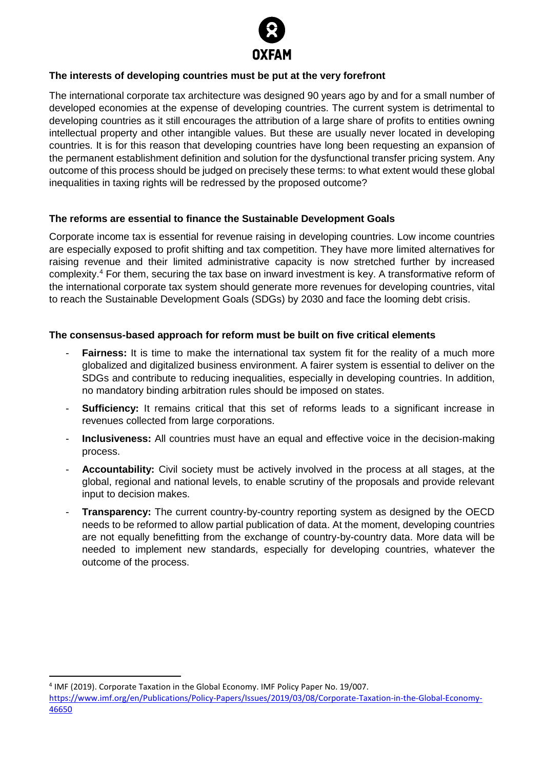**The interests of developing countries must be put at the very forefront**

The international corporate tax architecture was designed 90 years ago by and for a small number of developed economies at the expense of developing countries. The current system is detrimental to developing countries as it still encourages the attribution of a large share of profits to entities owning intellectual property and other intangible values. But these are usually never located in developing countries. It is for this reason that developing countries have long been requesting an expansion of the permanent establishment definition and solution for the dysfunctional transfer pricing system. Any outcome of this process should be judged on precisely these terms: to what extent would these global inequalities in taxing rights will be redressed by the proposed outcome?

**The reforms are essential to finance the Sustainable Development Goals**

Corporate income tax is essential for revenue raising in developing countries. Low income countries are especially exposed to profit shifting and tax competition. They have more limited alternatives for raising revenue and their limited administrative capacity is now stretched further by increased complexity.[4] For them, securing the tax base on inward investment is key. A transformative reform of the international corporate tax system should generate more revenues for developing countries, vital to reach the Sustainable Development Goals (SDGs) by 2030 and face the looming debt crisis.

**The consensus-based approach for reform must be built on five critical elements**

- **Fairness:** It is time to make the international tax system fit for the reality of a much more globalized and digitalized business environment. A fairer system is essential to deliver on the SDGs and contribute to reducing inequalities, especially in developing countries. In addition, no mandatory binding arbitration rules should be imposed on states.
- **Sufficiency:** It remains critical that this set of reforms leads to a significant increase in revenues collected from large corporations.
- **Inclusiveness:** All countries must have an equal and effective voice in the decision-making process.
- **Accountability:** Civil society must be actively involved in the process at all stages, at the global, regional and national levels, to enable scrutiny of the proposals and provide relevant input to decision makes.
- **Transparency:** The current country-by-country reporting system as designed by the OECD needs to be reformed to allow partial publication of data. At the moment, developing countries are not equally benefitting from the exchange of country-by-country data. More data will be needed to implement new standards, especially for developing countries, whatever the outcome of the process.

---

[4] IMF (2019). Corporate Taxation in the Global Economy. IMF Policy Paper No. 19/007. https://www.imf.org/en/Publications/Policy-Papers/Issues/2019/03/08/Corporate-Taxation-in-the-Global-Economy-46650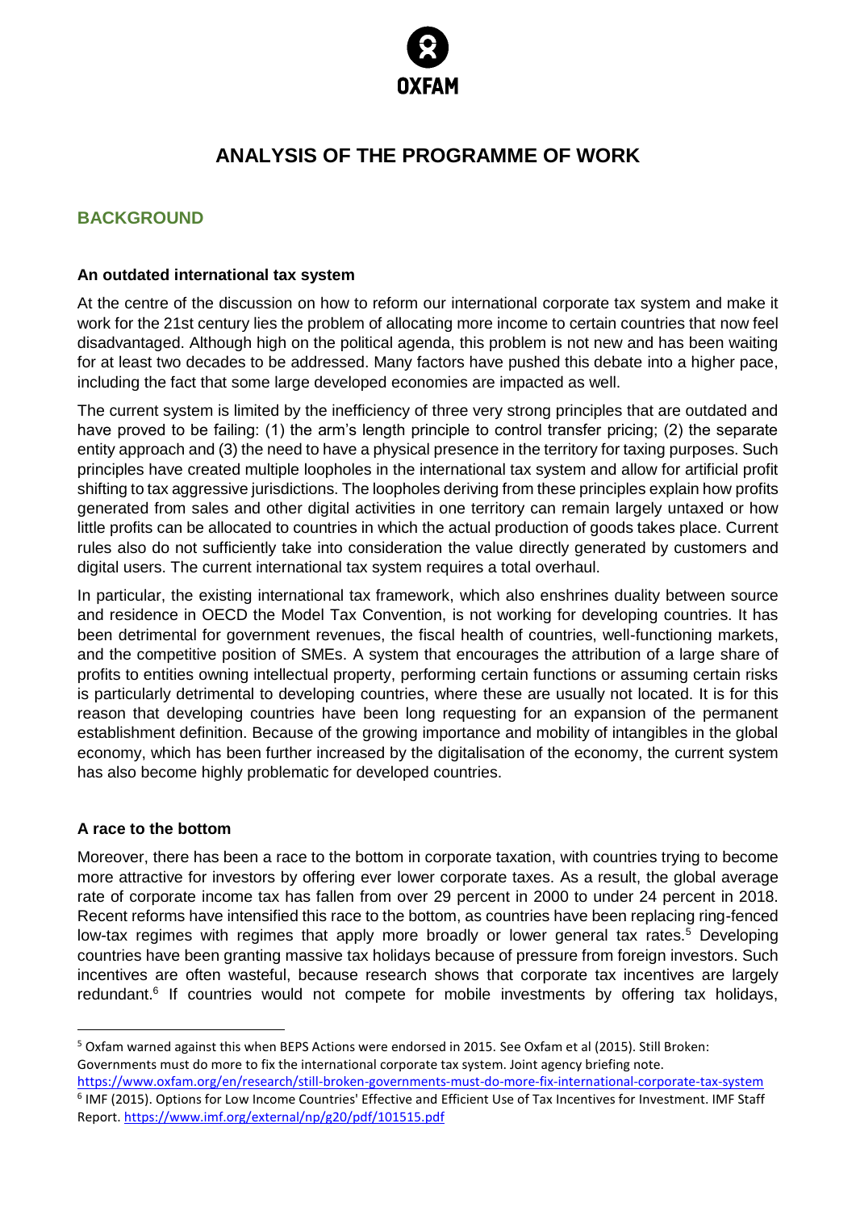# ANALYSIS OF THE PROGRAMME OF WORK

## BACKGROUND

**An outdated international tax system**

At the centre of the discussion on how to reform our international corporate tax system and make it work for the 21st century lies the problem of allocating more income to certain countries that now feel disadvantaged. Although high on the political agenda, this problem is not new and has been waiting for at least two decades to be addressed. Many factors have pushed this debate into a higher pace, including the fact that some large developed economies are impacted as well.

The current system is limited by the inefficiency of three very strong principles that are outdated and have proved to be failing: (1) the arm's length principle to control transfer pricing; (2) the separate entity approach and (3) the need to have a physical presence in the territory for taxing purposes. Such principles have created multiple loopholes in the international tax system and allow for artificial profit shifting to tax aggressive jurisdictions. The loopholes deriving from these principles explain how profits generated from sales and other digital activities in one territory can remain largely untaxed or how little profits can be allocated to countries in which the actual production of goods takes place. Current rules also do not sufficiently take into consideration the value directly generated by customers and digital users. The current international tax system requires a total overhaul.

In particular, the existing international tax framework, which also enshrines duality between source and residence in OECD the Model Tax Convention, is not working for developing countries. It has been detrimental for government revenues, the fiscal health of countries, well-functioning markets, and the competitive position of SMEs. A system that encourages the attribution of a large share of profits to entities owning intellectual property, performing certain functions or assuming certain risks is particularly detrimental to developing countries, where these are usually not located. It is for this reason that developing countries have been long requesting for an expansion of the permanent establishment definition. Because of the growing importance and mobility of intangibles in the global economy, which has been further increased by the digitalisation of the economy, the current system has also become highly problematic for developed countries.

**A race to the bottom**

Moreover, there has been a race to the bottom in corporate taxation, with countries trying to become more attractive for investors by offering ever lower corporate taxes. As a result, the global average rate of corporate income tax has fallen from over 29 percent in 2000 to under 24 percent in 2018. Recent reforms have intensified this race to the bottom, as countries have been replacing ring-fenced low-tax regimes with regimes that apply more broadly or lower general tax rates.[5] Developing countries have been granting massive tax holidays because of pressure from foreign investors. Such incentives are often wasteful, because research shows that corporate tax incentives are largely redundant.[6] If countries would not compete for mobile investments by offering tax holidays,

---

[5] Oxfam warned against this when BEPS Actions were endorsed in 2015. See Oxfam et al (2015). Still Broken: Governments must do more to fix the international corporate tax system. Joint agency briefing note. https://www.oxfam.org/en/research/still-broken-governments-must-do-more-fix-international-corporate-tax-system

[6] IMF (2015). Options for Low Income Countries' Effective and Efficient Use of Tax Incentives for Investment. IMF Staff Report. https://www.imf.org/external/np/g20/pdf/101515.pdf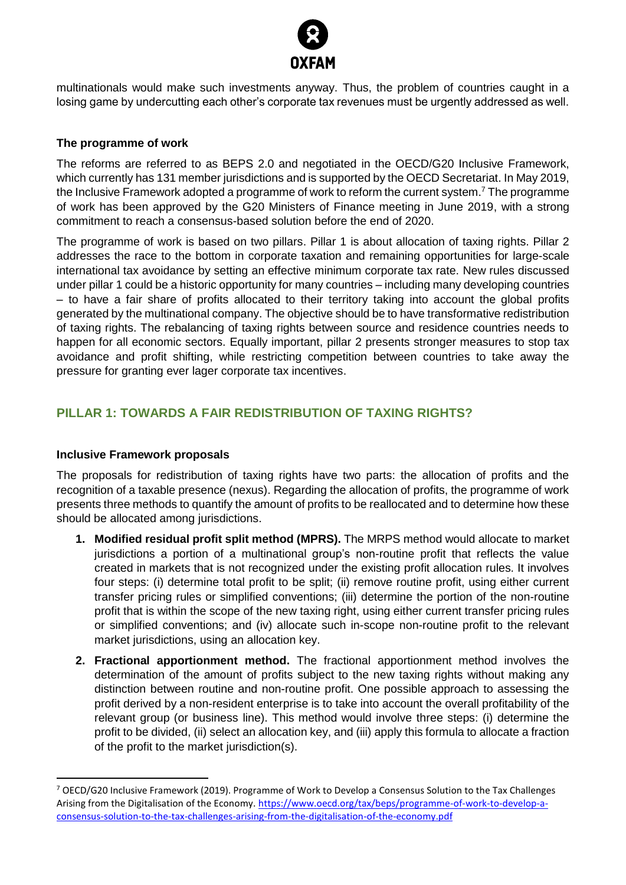multinationals would make such investments anyway. Thus, the problem of countries caught in a losing game by undercutting each other's corporate tax revenues must be urgently addressed as well.

### The programme of work

The reforms are referred to as BEPS 2.0 and negotiated in the OECD/G20 Inclusive Framework, which currently has 131 member jurisdictions and is supported by the OECD Secretariat. In May 2019, the Inclusive Framework adopted a programme of work to reform the current system.[7] The programme of work has been approved by the G20 Ministers of Finance meeting in June 2019, with a strong commitment to reach a consensus-based solution before the end of 2020.

The programme of work is based on two pillars. Pillar 1 is about allocation of taxing rights. Pillar 2 addresses the race to the bottom in corporate taxation and remaining opportunities for large-scale international tax avoidance by setting an effective minimum corporate tax rate. New rules discussed under pillar 1 could be a historic opportunity for many countries – including many developing countries – to have a fair share of profits allocated to their territory taking into account the global profits generated by the multinational company. The objective should be to have transformative redistribution of taxing rights. The rebalancing of taxing rights between source and residence countries needs to happen for all economic sectors. Equally important, pillar 2 presents stronger measures to stop tax avoidance and profit shifting, while restricting competition between countries to take away the pressure for granting ever lager corporate tax incentives.

## PILLAR 1: TOWARDS A FAIR REDISTRIBUTION OF TAXING RIGHTS?

### Inclusive Framework proposals

The proposals for redistribution of taxing rights have two parts: the allocation of profits and the recognition of a taxable presence (nexus). Regarding the allocation of profits, the programme of work presents three methods to quantify the amount of profits to be reallocated and to determine how these should be allocated among jurisdictions.

1. **Modified residual profit split method (MPRS).** The MRPS method would allocate to market jurisdictions a portion of a multinational group's non-routine profit that reflects the value created in markets that is not recognized under the existing profit allocation rules. It involves four steps: (i) determine total profit to be split; (ii) remove routine profit, using either current transfer pricing rules or simplified conventions; (iii) determine the portion of the non-routine profit that is within the scope of the new taxing right, using either current transfer pricing rules or simplified conventions; and (iv) allocate such in-scope non-routine profit to the relevant market jurisdictions, using an allocation key.
2. **Fractional apportionment method.** The fractional apportionment method involves the determination of the amount of profits subject to the new taxing rights without making any distinction between routine and non-routine profit. One possible approach to assessing the profit derived by a non-resident enterprise is to take into account the overall profitability of the relevant group (or business line). This method would involve three steps: (i) determine the profit to be divided, (ii) select an allocation key, and (iii) apply this formula to allocate a fraction of the profit to the market jurisdiction(s).

[7] OECD/G20 Inclusive Framework (2019). Programme of Work to Develop a Consensus Solution to the Tax Challenges Arising from the Digitalisation of the Economy. https://www.oecd.org/tax/beps/programme-of-work-to-develop-a-consensus-solution-to-the-tax-challenges-arising-from-the-digitalisation-of-the-economy.pdf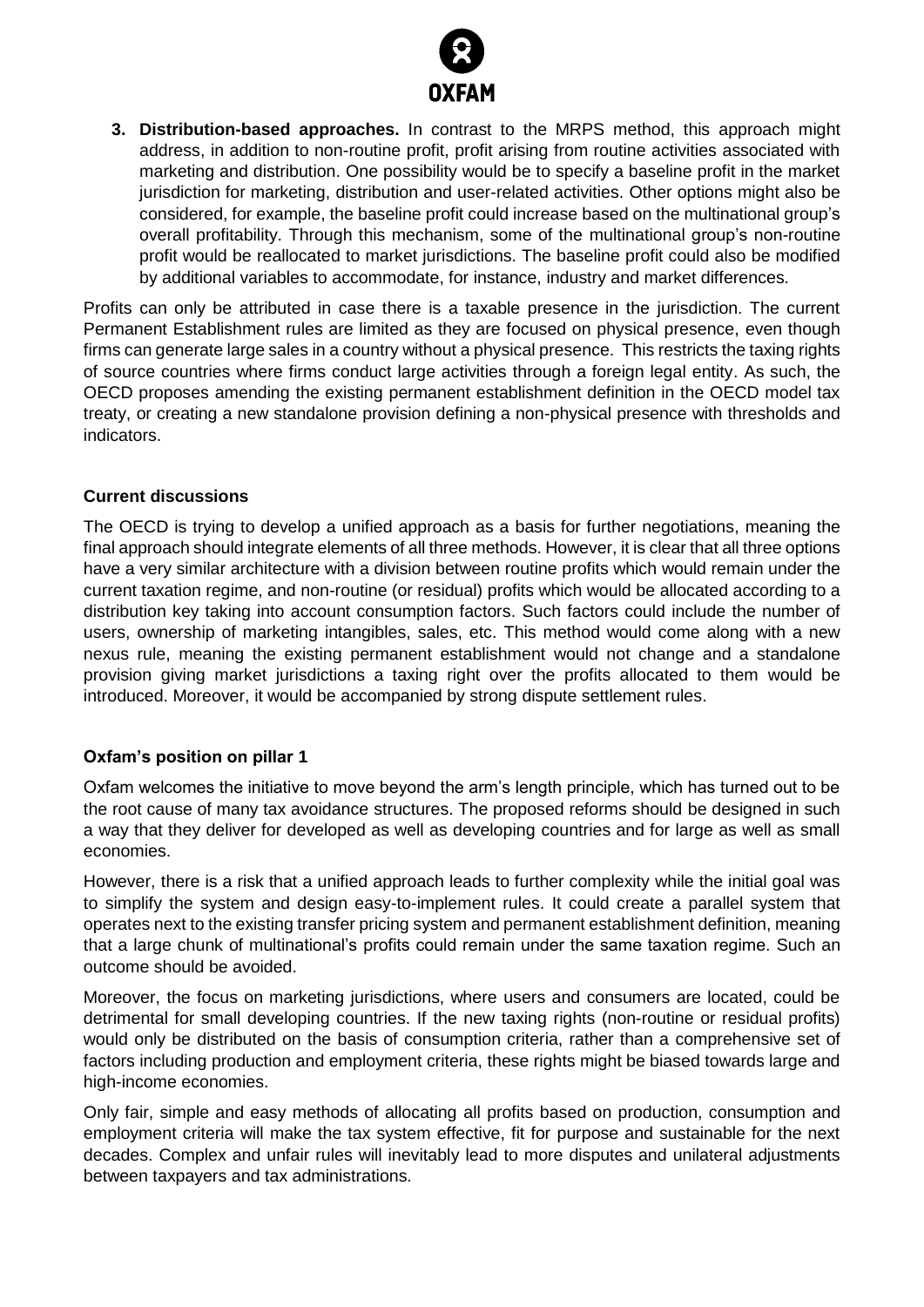3. **Distribution-based approaches.** In contrast to the MRPS method, this approach might address, in addition to non-routine profit, profit arising from routine activities associated with marketing and distribution. One possibility would be to specify a baseline profit in the market jurisdiction for marketing, distribution and user-related activities. Other options might also be considered, for example, the baseline profit could increase based on the multinational group's overall profitability. Through this mechanism, some of the multinational group's non-routine profit would be reallocated to market jurisdictions. The baseline profit could also be modified by additional variables to accommodate, for instance, industry and market differences.

Profits can only be attributed in case there is a taxable presence in the jurisdiction. The current Permanent Establishment rules are limited as they are focused on physical presence, even though firms can generate large sales in a country without a physical presence. This restricts the taxing rights of source countries where firms conduct large activities through a foreign legal entity. As such, the OECD proposes amending the existing permanent establishment definition in the OECD model tax treaty, or creating a new standalone provision defining a non-physical presence with thresholds and indicators.

**Current discussions**

The OECD is trying to develop a unified approach as a basis for further negotiations, meaning the final approach should integrate elements of all three methods. However, it is clear that all three options have a very similar architecture with a division between routine profits which would remain under the current taxation regime, and non-routine (or residual) profits which would be allocated according to a distribution key taking into account consumption factors. Such factors could include the number of users, ownership of marketing intangibles, sales, etc. This method would come along with a new nexus rule, meaning the existing permanent establishment would not change and a standalone provision giving market jurisdictions a taxing right over the profits allocated to them would be introduced. Moreover, it would be accompanied by strong dispute settlement rules.

**Oxfam's position on pillar 1**

Oxfam welcomes the initiative to move beyond the arm's length principle, which has turned out to be the root cause of many tax avoidance structures. The proposed reforms should be designed in such a way that they deliver for developed as well as developing countries and for large as well as small economies.

However, there is a risk that a unified approach leads to further complexity while the initial goal was to simplify the system and design easy-to-implement rules. It could create a parallel system that operates next to the existing transfer pricing system and permanent establishment definition, meaning that a large chunk of multinational's profits could remain under the same taxation regime. Such an outcome should be avoided.

Moreover, the focus on marketing jurisdictions, where users and consumers are located, could be detrimental for small developing countries. If the new taxing rights (non-routine or residual profits) would only be distributed on the basis of consumption criteria, rather than a comprehensive set of factors including production and employment criteria, these rights might be biased towards large and high-income economies.

Only fair, simple and easy methods of allocating all profits based on production, consumption and employment criteria will make the tax system effective, fit for purpose and sustainable for the next decades. Complex and unfair rules will inevitably lead to more disputes and unilateral adjustments between taxpayers and tax administrations.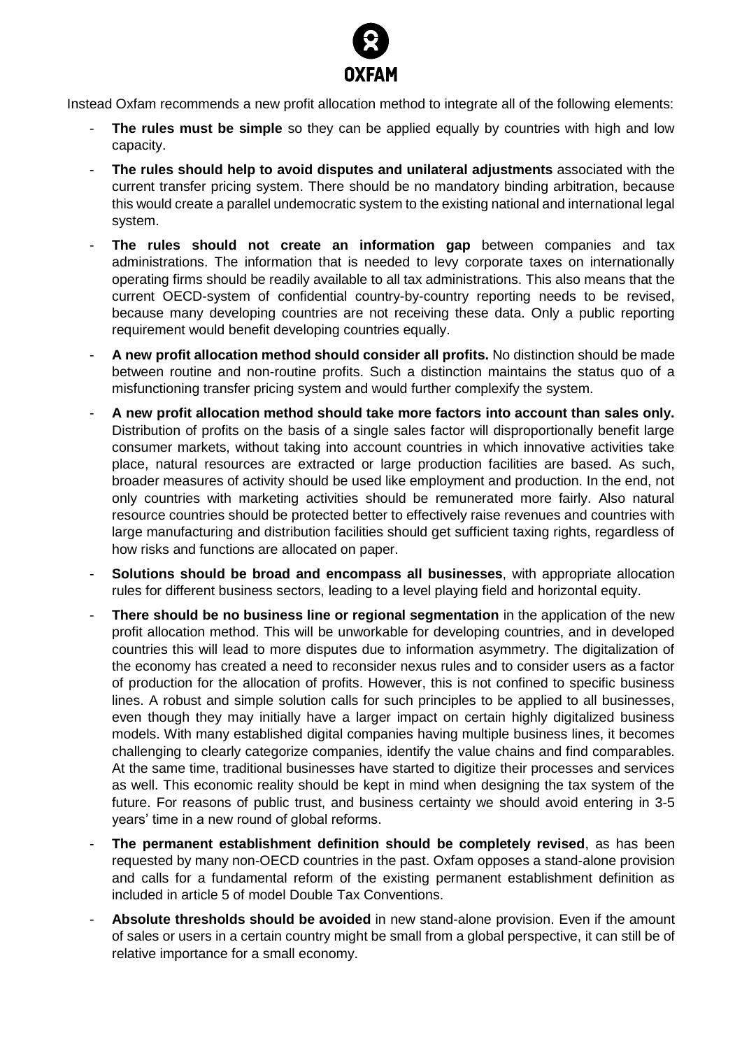Instead Oxfam recommends a new profit allocation method to integrate all of the following elements:

- **The rules must be simple** so they can be applied equally by countries with high and low capacity.
- **The rules should help to avoid disputes and unilateral adjustments** associated with the current transfer pricing system. There should be no mandatory binding arbitration, because this would create a parallel undemocratic system to the existing national and international legal system.
- **The rules should not create an information gap** between companies and tax administrations. The information that is needed to levy corporate taxes on internationally operating firms should be readily available to all tax administrations. This also means that the current OECD-system of confidential country-by-country reporting needs to be revised, because many developing countries are not receiving these data. Only a public reporting requirement would benefit developing countries equally.
- **A new profit allocation method should consider all profits.** No distinction should be made between routine and non-routine profits. Such a distinction maintains the status quo of a misfunctioning transfer pricing system and would further complexify the system.
- **A new profit allocation method should take more factors into account than sales only.** Distribution of profits on the basis of a single sales factor will disproportionally benefit large consumer markets, without taking into account countries in which innovative activities take place, natural resources are extracted or large production facilities are based. As such, broader measures of activity should be used like employment and production. In the end, not only countries with marketing activities should be remunerated more fairly. Also natural resource countries should be protected better to effectively raise revenues and countries with large manufacturing and distribution facilities should get sufficient taxing rights, regardless of how risks and functions are allocated on paper.
- **Solutions should be broad and encompass all businesses**, with appropriate allocation rules for different business sectors, leading to a level playing field and horizontal equity.
- **There should be no business line or regional segmentation** in the application of the new profit allocation method. This will be unworkable for developing countries, and in developed countries this will lead to more disputes due to information asymmetry. The digitalization of the economy has created a need to reconsider nexus rules and to consider users as a factor of production for the allocation of profits. However, this is not confined to specific business lines. A robust and simple solution calls for such principles to be applied to all businesses, even though they may initially have a larger impact on certain highly digitalized business models. With many established digital companies having multiple business lines, it becomes challenging to clearly categorize companies, identify the value chains and find comparables. At the same time, traditional businesses have started to digitize their processes and services as well. This economic reality should be kept in mind when designing the tax system of the future. For reasons of public trust, and business certainty we should avoid entering in 3-5 years' time in a new round of global reforms.
- **The permanent establishment definition should be completely revised**, as has been requested by many non-OECD countries in the past. Oxfam opposes a stand-alone provision and calls for a fundamental reform of the existing permanent establishment definition as included in article 5 of model Double Tax Conventions.
- **Absolute thresholds should be avoided** in new stand-alone provision. Even if the amount of sales or users in a certain country might be small from a global perspective, it can still be of relative importance for a small economy.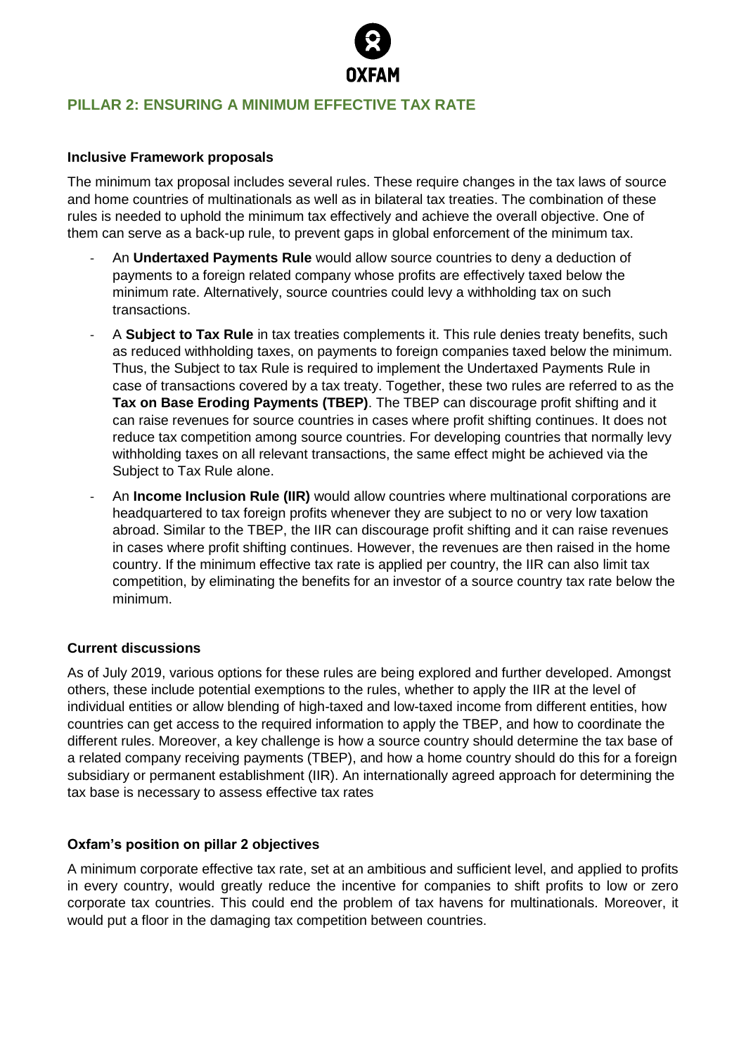## PILLAR 2: ENSURING A MINIMUM EFFECTIVE TAX RATE

### Inclusive Framework proposals

The minimum tax proposal includes several rules. These require changes in the tax laws of source and home countries of multinationals as well as in bilateral tax treaties. The combination of these rules is needed to uphold the minimum tax effectively and achieve the overall objective. One of them can serve as a back-up rule, to prevent gaps in global enforcement of the minimum tax.

- An **Undertaxed Payments Rule** would allow source countries to deny a deduction of payments to a foreign related company whose profits are effectively taxed below the minimum rate. Alternatively, source countries could levy a withholding tax on such transactions.
- A **Subject to Tax Rule** in tax treaties complements it. This rule denies treaty benefits, such as reduced withholding taxes, on payments to foreign companies taxed below the minimum. Thus, the Subject to tax Rule is required to implement the Undertaxed Payments Rule in case of transactions covered by a tax treaty. Together, these two rules are referred to as the **Tax on Base Eroding Payments (TBEP)**. The TBEP can discourage profit shifting and it can raise revenues for source countries in cases where profit shifting continues. It does not reduce tax competition among source countries. For developing countries that normally levy withholding taxes on all relevant transactions, the same effect might be achieved via the Subject to Tax Rule alone.
- An **Income Inclusion Rule (IIR)** would allow countries where multinational corporations are headquartered to tax foreign profits whenever they are subject to no or very low taxation abroad. Similar to the TBEP, the IIR can discourage profit shifting and it can raise revenues in cases where profit shifting continues. However, the revenues are then raised in the home country. If the minimum effective tax rate is applied per country, the IIR can also limit tax competition, by eliminating the benefits for an investor of a source country tax rate below the minimum.

### Current discussions

As of July 2019, various options for these rules are being explored and further developed. Amongst others, these include potential exemptions to the rules, whether to apply the IIR at the level of individual entities or allow blending of high-taxed and low-taxed income from different entities, how countries can get access to the required information to apply the TBEP, and how to coordinate the different rules. Moreover, a key challenge is how a source country should determine the tax base of a related company receiving payments (TBEP), and how a home country should do this for a foreign subsidiary or permanent establishment (IIR). An internationally agreed approach for determining the tax base is necessary to assess effective tax rates

### Oxfam's position on pillar 2 objectives

A minimum corporate effective tax rate, set at an ambitious and sufficient level, and applied to profits in every country, would greatly reduce the incentive for companies to shift profits to low or zero corporate tax countries. This could end the problem of tax havens for multinationals. Moreover, it would put a floor in the damaging tax competition between countries.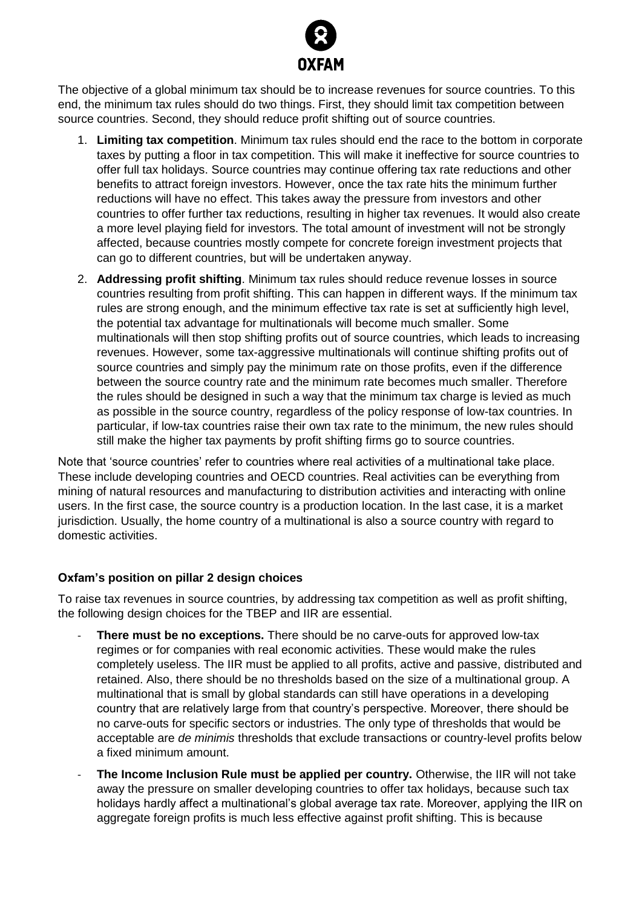The objective of a global minimum tax should be to increase revenues for source countries. To this end, the minimum tax rules should do two things. First, they should limit tax competition between source countries. Second, they should reduce profit shifting out of source countries.

1. **Limiting tax competition**. Minimum tax rules should end the race to the bottom in corporate taxes by putting a floor in tax competition. This will make it ineffective for source countries to offer full tax holidays. Source countries may continue offering tax rate reductions and other benefits to attract foreign investors. However, once the tax rate hits the minimum further reductions will have no effect. This takes away the pressure from investors and other countries to offer further tax reductions, resulting in higher tax revenues. It would also create a more level playing field for investors. The total amount of investment will not be strongly affected, because countries mostly compete for concrete foreign investment projects that can go to different countries, but will be undertaken anyway.
2. **Addressing profit shifting**. Minimum tax rules should reduce revenue losses in source countries resulting from profit shifting. This can happen in different ways. If the minimum tax rules are strong enough, and the minimum effective tax rate is set at sufficiently high level, the potential tax advantage for multinationals will become much smaller. Some multinationals will then stop shifting profits out of source countries, which leads to increasing revenues. However, some tax-aggressive multinationals will continue shifting profits out of source countries and simply pay the minimum rate on those profits, even if the difference between the source country rate and the minimum rate becomes much smaller. Therefore the rules should be designed in such a way that the minimum tax charge is levied as much as possible in the source country, regardless of the policy response of low-tax countries. In particular, if low-tax countries raise their own tax rate to the minimum, the new rules should still make the higher tax payments by profit shifting firms go to source countries.

Note that 'source countries' refer to countries where real activities of a multinational take place. These include developing countries and OECD countries. Real activities can be everything from mining of natural resources and manufacturing to distribution activities and interacting with online users. In the first case, the source country is a production location. In the last case, it is a market jurisdiction. Usually, the home country of a multinational is also a source country with regard to domestic activities.

### Oxfam's position on pillar 2 design choices

To raise tax revenues in source countries, by addressing tax competition as well as profit shifting, the following design choices for the TBEP and IIR are essential.

- **There must be no exceptions.** There should be no carve-outs for approved low-tax regimes or for companies with real economic activities. These would make the rules completely useless. The IIR must be applied to all profits, active and passive, distributed and retained. Also, there should be no thresholds based on the size of a multinational group. A multinational that is small by global standards can still have operations in a developing country that are relatively large from that country's perspective. Moreover, there should be no carve-outs for specific sectors or industries. The only type of thresholds that would be acceptable are *de minimis* thresholds that exclude transactions or country-level profits below a fixed minimum amount.
- **The Income Inclusion Rule must be applied per country.** Otherwise, the IIR will not take away the pressure on smaller developing countries to offer tax holidays, because such tax holidays hardly affect a multinational's global average tax rate. Moreover, applying the IIR on aggregate foreign profits is much less effective against profit shifting. This is because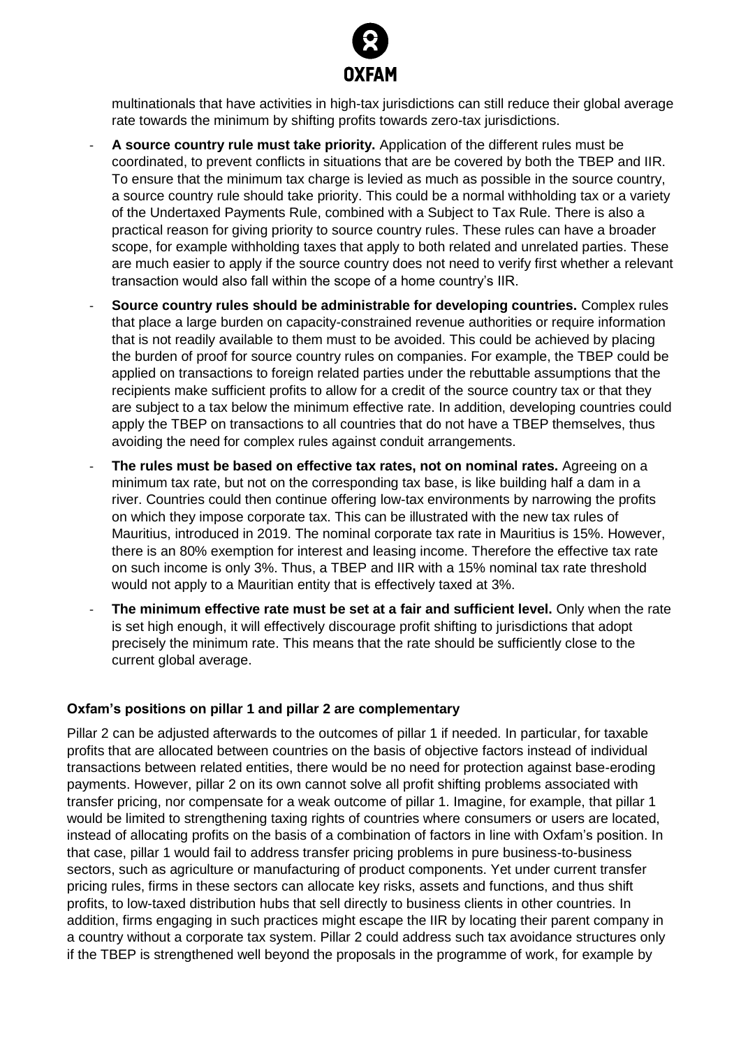multinationals that have activities in high-tax jurisdictions can still reduce their global average rate towards the minimum by shifting profits towards zero-tax jurisdictions.

- **A source country rule must take priority.** Application of the different rules must be coordinated, to prevent conflicts in situations that are be covered by both the TBEP and IIR. To ensure that the minimum tax charge is levied as much as possible in the source country, a source country rule should take priority. This could be a normal withholding tax or a variety of the Undertaxed Payments Rule, combined with a Subject to Tax Rule. There is also a practical reason for giving priority to source country rules. These rules can have a broader scope, for example withholding taxes that apply to both related and unrelated parties. These are much easier to apply if the source country does not need to verify first whether a relevant transaction would also fall within the scope of a home country's IIR.
- **Source country rules should be administrable for developing countries.** Complex rules that place a large burden on capacity-constrained revenue authorities or require information that is not readily available to them must to be avoided. This could be achieved by placing the burden of proof for source country rules on companies. For example, the TBEP could be applied on transactions to foreign related parties under the rebuttable assumptions that the recipients make sufficient profits to allow for a credit of the source country tax or that they are subject to a tax below the minimum effective rate. In addition, developing countries could apply the TBEP on transactions to all countries that do not have a TBEP themselves, thus avoiding the need for complex rules against conduit arrangements.
- **The rules must be based on effective tax rates, not on nominal rates.** Agreeing on a minimum tax rate, but not on the corresponding tax base, is like building half a dam in a river. Countries could then continue offering low-tax environments by narrowing the profits on which they impose corporate tax. This can be illustrated with the new tax rules of Mauritius, introduced in 2019. The nominal corporate tax rate in Mauritius is 15%. However, there is an 80% exemption for interest and leasing income. Therefore the effective tax rate on such income is only 3%. Thus, a TBEP and IIR with a 15% nominal tax rate threshold would not apply to a Mauritian entity that is effectively taxed at 3%.
- **The minimum effective rate must be set at a fair and sufficient level.** Only when the rate is set high enough, it will effectively discourage profit shifting to jurisdictions that adopt precisely the minimum rate. This means that the rate should be sufficiently close to the current global average.

**Oxfam's positions on pillar 1 and pillar 2 are complementary**

Pillar 2 can be adjusted afterwards to the outcomes of pillar 1 if needed. In particular, for taxable profits that are allocated between countries on the basis of objective factors instead of individual transactions between related entities, there would be no need for protection against base-eroding payments. However, pillar 2 on its own cannot solve all profit shifting problems associated with transfer pricing, nor compensate for a weak outcome of pillar 1. Imagine, for example, that pillar 1 would be limited to strengthening taxing rights of countries where consumers or users are located, instead of allocating profits on the basis of a combination of factors in line with Oxfam's position. In that case, pillar 1 would fail to address transfer pricing problems in pure business-to-business sectors, such as agriculture or manufacturing of product components. Yet under current transfer pricing rules, firms in these sectors can allocate key risks, assets and functions, and thus shift profits, to low-taxed distribution hubs that sell directly to business clients in other countries. In addition, firms engaging in such practices might escape the IIR by locating their parent company in a country without a corporate tax system. Pillar 2 could address such tax avoidance structures only if the TBEP is strengthened well beyond the proposals in the programme of work, for example by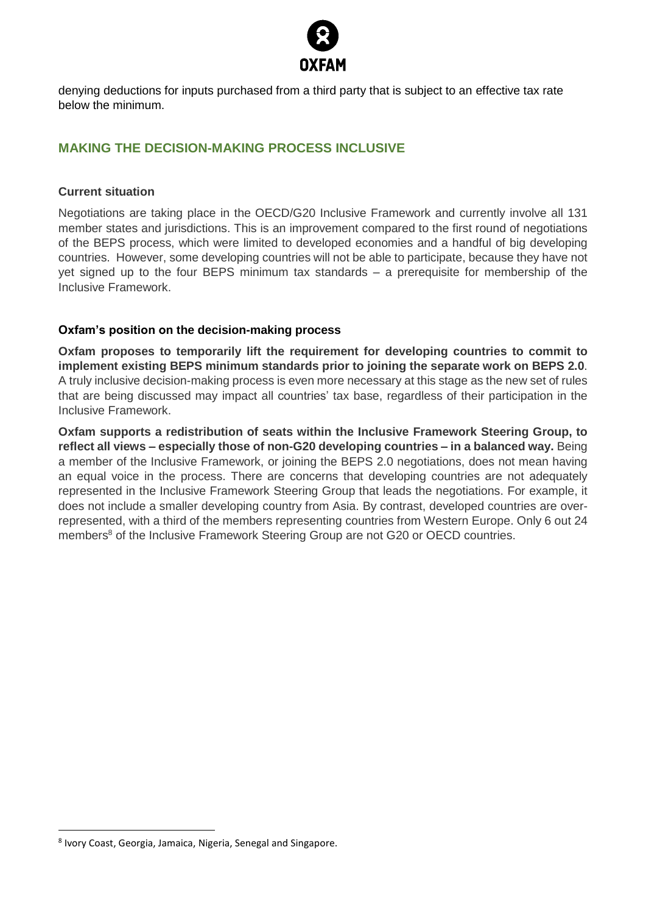denying deductions for inputs purchased from a third party that is subject to an effective tax rate below the minimum.

## MAKING THE DECISION-MAKING PROCESS INCLUSIVE

### Current situation

Negotiations are taking place in the OECD/G20 Inclusive Framework and currently involve all 131 member states and jurisdictions. This is an improvement compared to the first round of negotiations of the BEPS process, which were limited to developed economies and a handful of big developing countries. However, some developing countries will not be able to participate, because they have not yet signed up to the four BEPS minimum tax standards – a prerequisite for membership of the Inclusive Framework.

### Oxfam's position on the decision-making process

**Oxfam proposes to temporarily lift the requirement for developing countries to commit to implement existing BEPS minimum standards prior to joining the separate work on BEPS 2.0**. A truly inclusive decision-making process is even more necessary at this stage as the new set of rules that are being discussed may impact all countries' tax base, regardless of their participation in the Inclusive Framework.

**Oxfam supports a redistribution of seats within the Inclusive Framework Steering Group, to reflect all views – especially those of non-G20 developing countries – in a balanced way.** Being a member of the Inclusive Framework, or joining the BEPS 2.0 negotiations, does not mean having an equal voice in the process. There are concerns that developing countries are not adequately represented in the Inclusive Framework Steering Group that leads the negotiations. For example, it does not include a smaller developing country from Asia. By contrast, developed countries are over-represented, with a third of the members representing countries from Western Europe. Only 6 out 24 members[8] of the Inclusive Framework Steering Group are not G20 or OECD countries.

[8] Ivory Coast, Georgia, Jamaica, Nigeria, Senegal and Singapore.